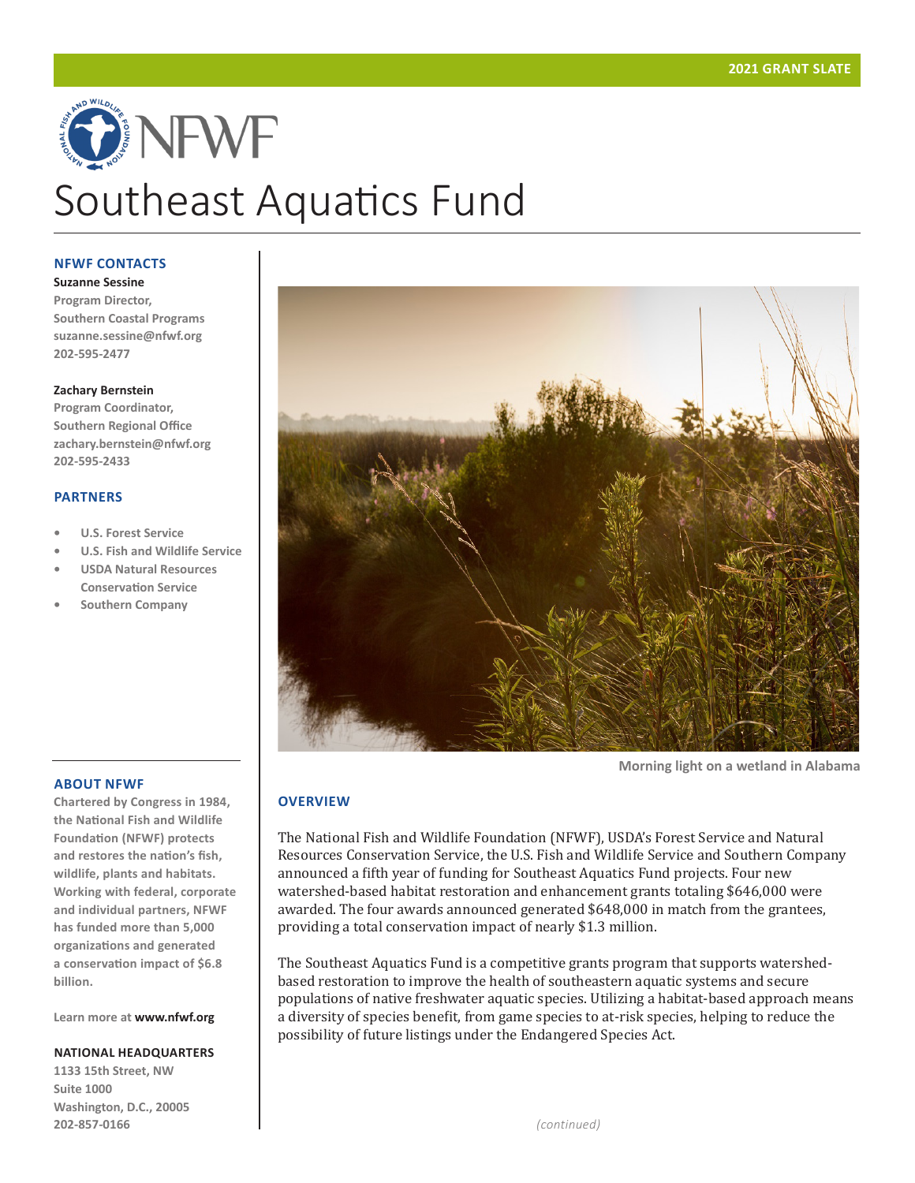2021 GRANT SLATE

# Southeast Aquatics Fund

## NFWF CONTACTS

**Suzanne Sessine**
Program Director,
Southern Coastal Programs
suzanne.sessine@nfwf.org
202-595-2477

**Zachary Bernstein**
Program Coordinator,
Southern Regional Office
zachary.bernstein@nfwf.org
202-595-2433

## PARTNERS

- U.S. Forest Service
- U.S. Fish and Wildlife Service
- USDA Natural Resources Conservation Service
- Southern Company

## ABOUT NFWF

Chartered by Congress in 1984, the National Fish and Wildlife Foundation (NFWF) protects and restores the nation's fish, wildlife, plants and habitats. Working with federal, corporate and individual partners, NFWF has funded more than 5,000 organizations and generated a conservation impact of $6.8 billion.

Learn more at **www.nfwf.org**

**NATIONAL HEADQUARTERS**
1133 15th Street, NW
Suite 1000
Washington, D.C., 20005
202-857-0166

Morning light on a wetland in Alabama

## OVERVIEW

The National Fish and Wildlife Foundation (NFWF), USDA's Forest Service and Natural Resources Conservation Service, the U.S. Fish and Wildlife Service and Southern Company announced a fifth year of funding for Southeast Aquatics Fund projects. Four new watershed-based habitat restoration and enhancement grants totaling $646,000 were awarded. The four awards announced generated $648,000 in match from the grantees, providing a total conservation impact of nearly $1.3 million.

The Southeast Aquatics Fund is a competitive grants program that supports watershed-based restoration to improve the health of southeastern aquatic systems and secure populations of native freshwater aquatic species. Utilizing a habitat-based approach means a diversity of species benefit, from game species to at-risk species, helping to reduce the possibility of future listings under the Endangered Species Act.

*(continued)*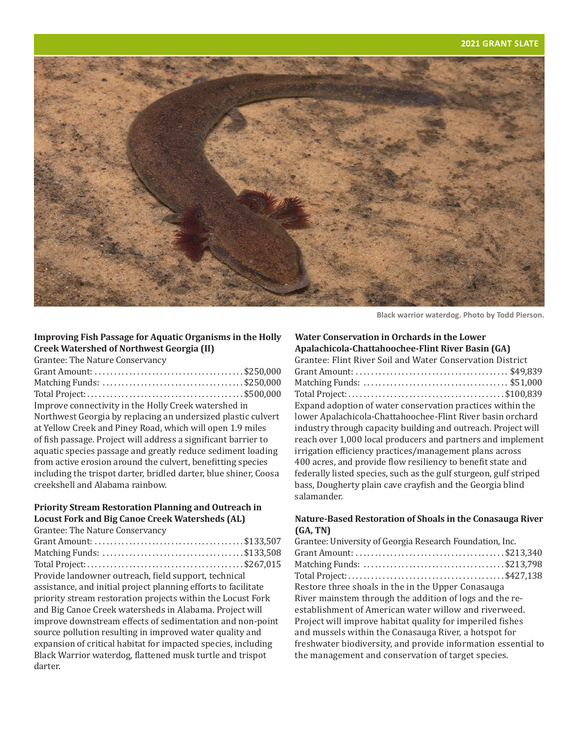Black warrior waterdog. Photo by Todd Pierson.

**Improving Fish Passage for Aquatic Organisms in the Holly Creek Watershed of Northwest Georgia (II)**

Grantee: The Nature Conservancy
Grant Amount: ........................................$250,000
Matching Funds: .....................................$250,000
Total Project:...........................................$500,000

Improve connectivity in the Holly Creek watershed in Northwest Georgia by replacing an undersized plastic culvert at Yellow Creek and Piney Road, which will open 1.9 miles of fish passage. Project will address a significant barrier to aquatic species passage and greatly reduce sediment loading from active erosion around the culvert, benefitting species including the trispot darter, bridled darter, blue shiner, Coosa creekshell and Alabama rainbow.

**Priority Stream Restoration Planning and Outreach in Locust Fork and Big Canoe Creek Watersheds (AL)**

Grantee: The Nature Conservancy
Grant Amount: ........................................$133,507
Matching Funds: .....................................$133,508
Total Project:...........................................$267,015

Provide landowner outreach, field support, technical assistance, and initial project planning efforts to facilitate priority stream restoration projects within the Locust Fork and Big Canoe Creek watersheds in Alabama. Project will improve downstream effects of sedimentation and non-point source pollution resulting in improved water quality and expansion of critical habitat for impacted species, including Black Warrior waterdog, flattened musk turtle and trispot darter.

**Water Conservation in Orchards in the Lower Apalachicola-Chattahoochee-Flint River Basin (GA)**

Grantee: Flint River Soil and Water Conservation District
Grant Amount: ........................................ $49,839
Matching Funds: ...................................... $51,000
Total Project:...........................................$100,839

Expand adoption of water conservation practices within the lower Apalachicola-Chattahoochee-Flint River basin orchard industry through capacity building and outreach. Project will reach over 1,000 local producers and partners and implement irrigation efficiency practices/management plans across 400 acres, and provide flow resiliency to benefit state and federally listed species, such as the gulf sturgeon, gulf striped bass, Dougherty plain cave crayfish and the Georgia blind salamander.

**Nature-Based Restoration of Shoals in the Conasauga River (GA, TN)**

Grantee: University of Georgia Research Foundation, Inc.
Grant Amount: ........................................$213,340
Matching Funds: .....................................$213,798
Total Project:...........................................$427,138

Restore three shoals in the in the Upper Conasauga River mainstem through the addition of logs and the re-establishment of American water willow and riverweed. Project will improve habitat quality for imperiled fishes and mussels within the Conasauga River, a hotspot for freshwater biodiversity, and provide information essential to the management and conservation of target species.